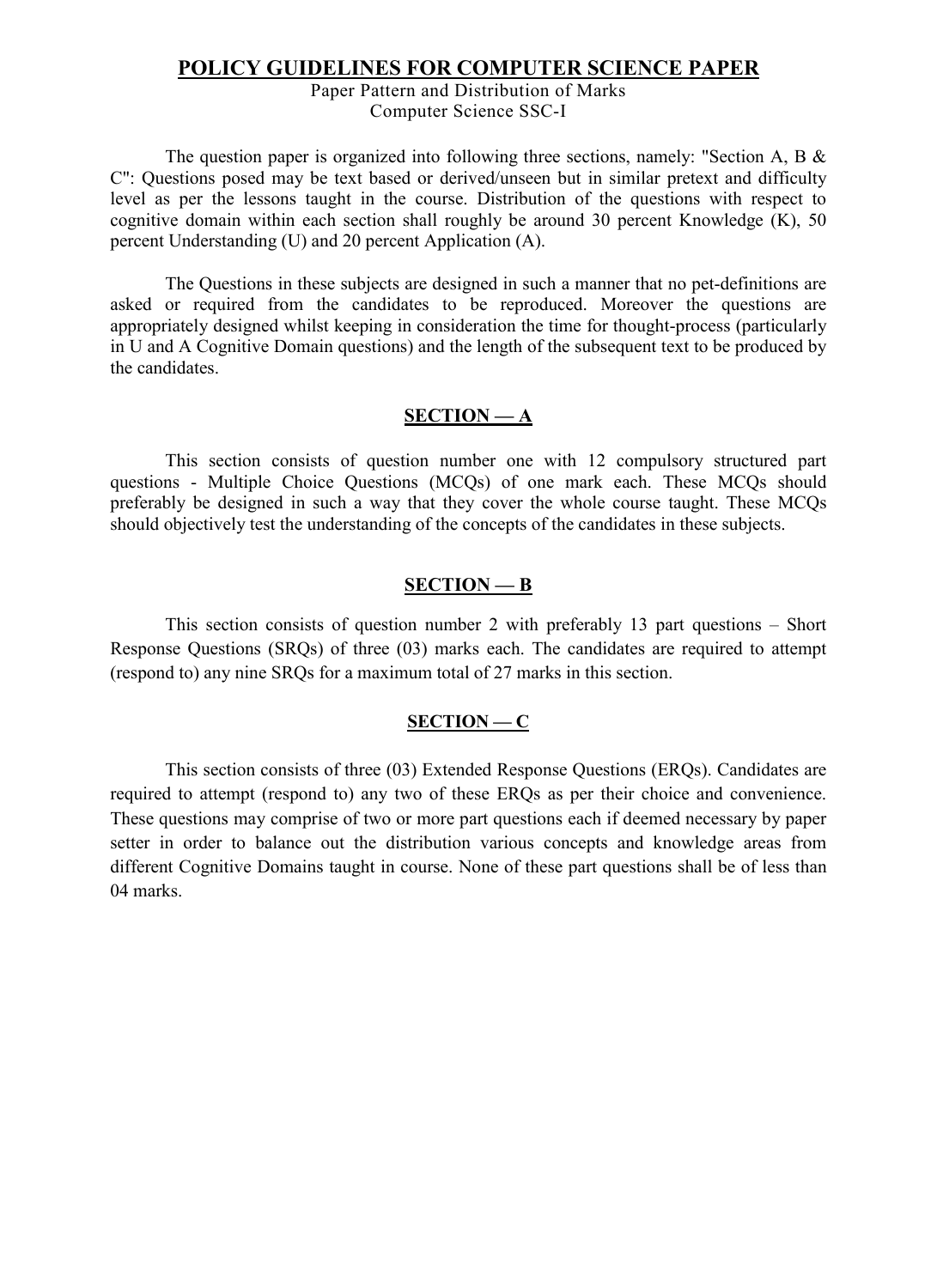# POLICY GUIDELINES FOR COMPUTER SCIENCE PAPER

Paper Pattern and Distribution of Marks
Computer Science SSC-I

The question paper is organized into following three sections, namely: "Section A, B & C": Questions posed may be text based or derived/unseen but in similar pretext and difficulty level as per the lessons taught in the course. Distribution of the questions with respect to cognitive domain within each section shall roughly be around 30 percent Knowledge (K), 50 percent Understanding (U) and 20 percent Application (A).

The Questions in these subjects are designed in such a manner that no pet-definitions are asked or required from the candidates to be reproduced. Moreover the questions are appropriately designed whilst keeping in consideration the time for thought-process (particularly in U and A Cognitive Domain questions) and the length of the subsequent text to be produced by the candidates.

## SECTION — A

This section consists of question number one with 12 compulsory structured part questions - Multiple Choice Questions (MCQs) of one mark each. These MCQs should preferably be designed in such a way that they cover the whole course taught. These MCQs should objectively test the understanding of the concepts of the candidates in these subjects.

## SECTION — B

This section consists of question number 2 with preferably 13 part questions – Short Response Questions (SRQs) of three (03) marks each. The candidates are required to attempt (respond to) any nine SRQs for a maximum total of 27 marks in this section.

## SECTION — C

This section consists of three (03) Extended Response Questions (ERQs). Candidates are required to attempt (respond to) any two of these ERQs as per their choice and convenience. These questions may comprise of two or more part questions each if deemed necessary by paper setter in order to balance out the distribution various concepts and knowledge areas from different Cognitive Domains taught in course. None of these part questions shall be of less than 04 marks.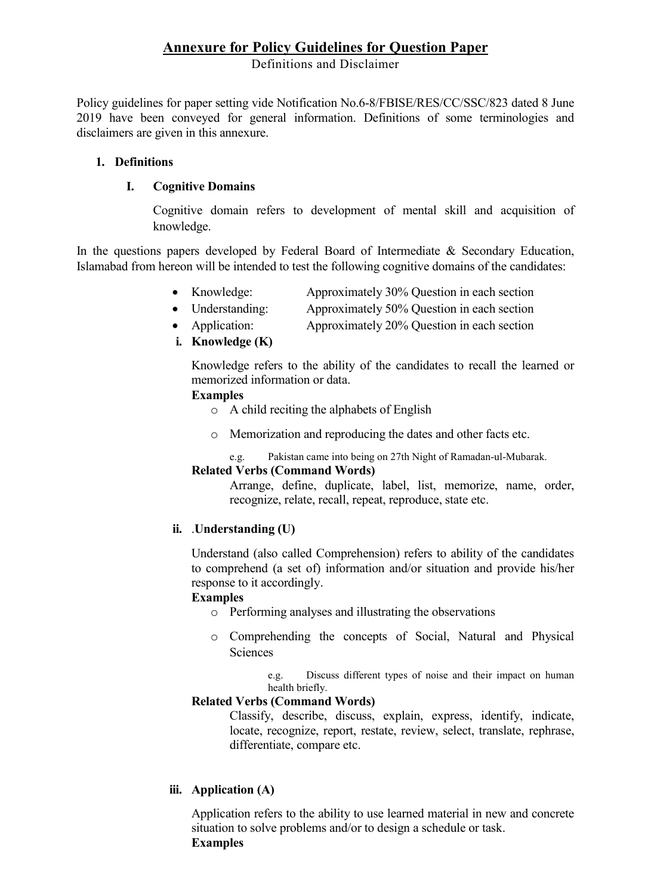## Annexure for Policy Guidelines for Question Paper

Definitions and Disclaimer

Policy guidelines for paper setting vide Notification No.6-8/FBISE/RES/CC/SSC/823 dated 8 June 2019 have been conveyed for general information. Definitions of some terminologies and disclaimers are given in this annexure.

### 1. Definitions

#### I. Cognitive Domains

Cognitive domain refers to development of mental skill and acquisition of knowledge.

In the questions papers developed by Federal Board of Intermediate & Secondary Education, Islamabad from hereon will be intended to test the following cognitive domains of the candidates:

- Knowledge: Approximately 30% Question in each section
- Understanding: Approximately 50% Question in each section
- Application: Approximately 20% Question in each section

**i. Knowledge (K)**

Knowledge refers to the ability of the candidates to recall the learned or memorized information or data.

**Examples**

- A child reciting the alphabets of English
- Memorization and reproducing the dates and other facts etc.

  e.g. Pakistan came into being on 27th Night of Ramadan-ul-Mubarak.

**Related Verbs (Command Words)**

Arrange, define, duplicate, label, list, memorize, name, order, recognize, relate, recall, repeat, reproduce, state etc.

**ii. .Understanding (U)**

Understand (also called Comprehension) refers to ability of the candidates to comprehend (a set of) information and/or situation and provide his/her response to it accordingly.

**Examples**

- Performing analyses and illustrating the observations
- Comprehending the concepts of Social, Natural and Physical Sciences

  e.g. Discuss different types of noise and their impact on human health briefly.

**Related Verbs (Command Words)**

Classify, describe, discuss, explain, express, identify, indicate, locate, recognize, report, restate, review, select, translate, rephrase, differentiate, compare etc.

**iii. Application (A)**

Application refers to the ability to use learned material in new and concrete situation to solve problems and/or to design a schedule or task.

**Examples**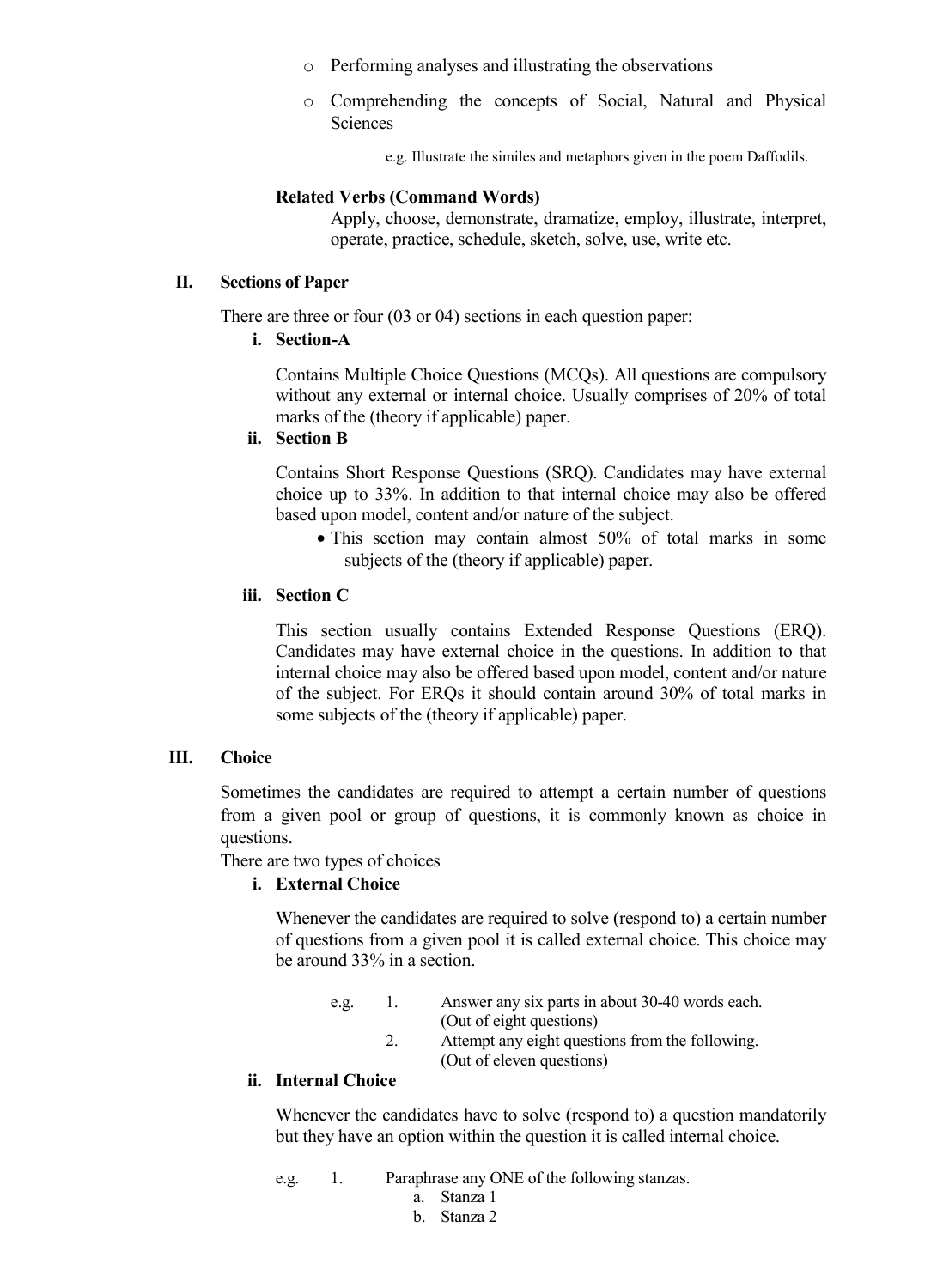- Performing analyses and illustrating the observations
- Comprehending the concepts of Social, Natural and Physical Sciences

  e.g. Illustrate the similes and metaphors given in the poem Daffodils.

**Related Verbs (Command Words)**

Apply, choose, demonstrate, dramatize, employ, illustrate, interpret, operate, practice, schedule, sketch, solve, use, write etc.

## II. Sections of Paper

There are three or four (03 or 04) sections in each question paper:

**i. Section-A**

Contains Multiple Choice Questions (MCQs). All questions are compulsory without any external or internal choice. Usually comprises of 20% of total marks of the (theory if applicable) paper.

**ii. Section B**

Contains Short Response Questions (SRQ). Candidates may have external choice up to 33%. In addition to that internal choice may also be offered based upon model, content and/or nature of the subject.

- This section may contain almost 50% of total marks in some subjects of the (theory if applicable) paper.

**iii. Section C**

This section usually contains Extended Response Questions (ERQ). Candidates may have external choice in the questions. In addition to that internal choice may also be offered based upon model, content and/or nature of the subject. For ERQs it should contain around 30% of total marks in some subjects of the (theory if applicable) paper.

## III. Choice

Sometimes the candidates are required to attempt a certain number of questions from a given pool or group of questions, it is commonly known as choice in questions.

There are two types of choices

**i. External Choice**

Whenever the candidates are required to solve (respond to) a certain number of questions from a given pool it is called external choice. This choice may be around 33% in a section.

e.g.
1. Answer any six parts in about 30-40 words each. (Out of eight questions)
2. Attempt any eight questions from the following. (Out of eleven questions)

**ii. Internal Choice**

Whenever the candidates have to solve (respond to) a question mandatorily but they have an option within the question it is called internal choice.

e.g.
1. Paraphrase any ONE of the following stanzas.
   a. Stanza 1
   b. Stanza 2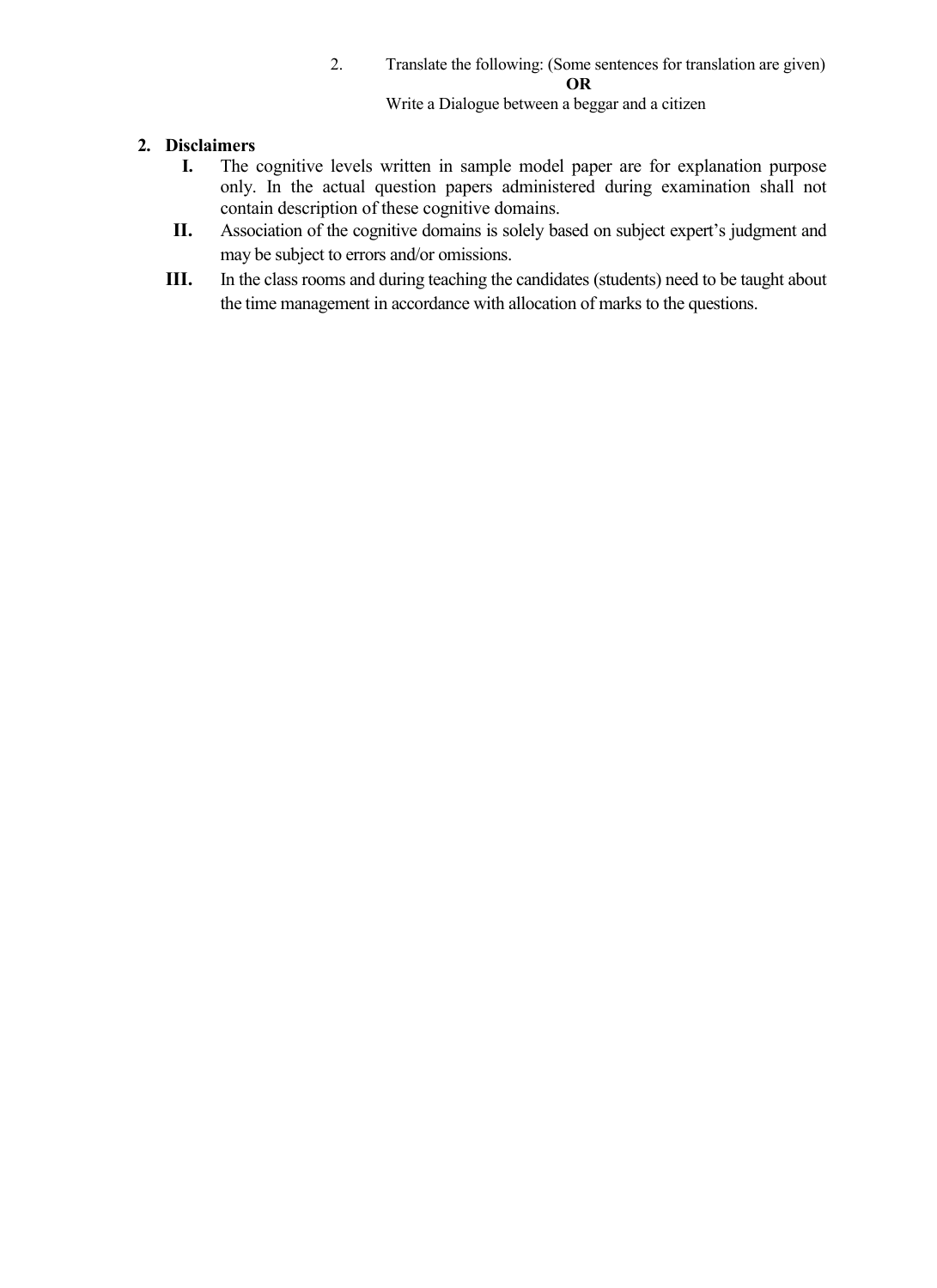2. Translate the following: (Some sentences for translation are given)

**OR**

Write a Dialogue between a beggar and a citizen

## 2. Disclaimers

- **I.** The cognitive levels written in sample model paper are for explanation purpose only. In the actual question papers administered during examination shall not contain description of these cognitive domains.
- **II.** Association of the cognitive domains is solely based on subject expert's judgment and may be subject to errors and/or omissions.
- **III.** In the class rooms and during teaching the candidates (students) need to be taught about the time management in accordance with allocation of marks to the questions.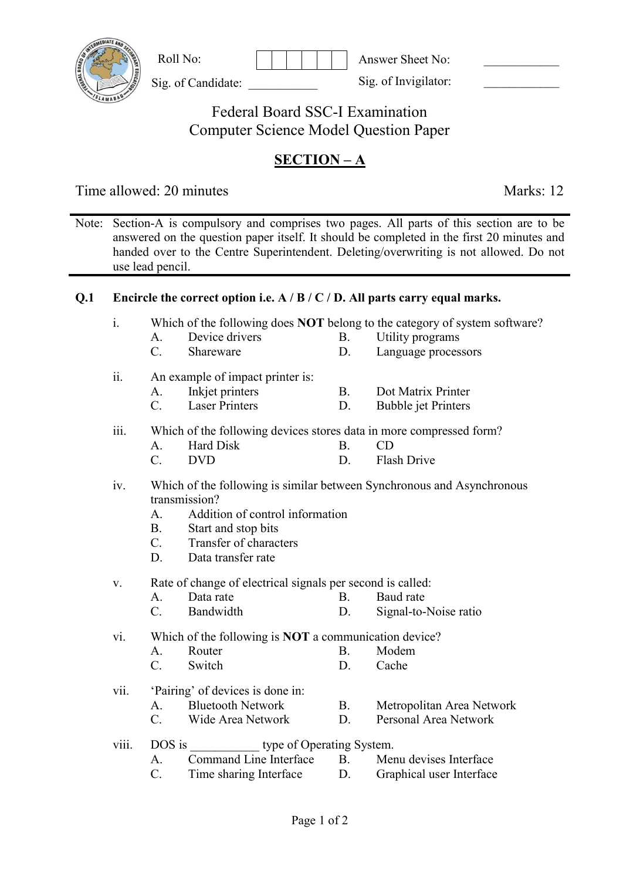Roll No: | | | | | | |

Answer Sheet No: ____________

Sig. of Candidate: ___________

Sig. of Invigilator: ____________

# Federal Board SSC-I Examination
# Computer Science Model Question Paper

## SECTION – A

Time allowed: 20 minutes

Marks: 12

Note: Section-A is compulsory and comprises two pages. All parts of this section are to be answered on the question paper itself. It should be completed in the first 20 minutes and handed over to the Centre Superintendent. Deleting/overwriting is not allowed. Do not use lead pencil.

**Q.1 Encircle the correct option i.e. A / B / C / D. All parts carry equal marks.**

i. Which of the following does **NOT** belong to the category of system software?

- A. Device drivers
- B. Utility programs
- C. Shareware
- D. Language processors

ii. An example of impact printer is:

- A. Inkjet printers
- B. Dot Matrix Printer
- C. Laser Printers
- D. Bubble jet Printers

iii. Which of the following devices stores data in more compressed form?

- A. Hard Disk
- B. CD
- C. DVD
- D. Flash Drive

iv. Which of the following is similar between Synchronous and Asynchronous transmission?

- A. Addition of control information
- B. Start and stop bits
- C. Transfer of characters
- D. Data transfer rate

v. Rate of change of electrical signals per second is called:

- A. Data rate
- B. Baud rate
- C. Bandwidth
- D. Signal-to-Noise ratio

vi. Which of the following is **NOT** a communication device?

- A. Router
- B. Modem
- C. Switch
- D. Cache

vii. 'Pairing' of devices is done in:

- A. Bluetooth Network
- B. Metropolitan Area Network
- C. Wide Area Network
- D. Personal Area Network

viii. DOS is ___________ type of Operating System.

- A. Command Line Interface
- B. Menu devises Interface
- C. Time sharing Interface
- D. Graphical user Interface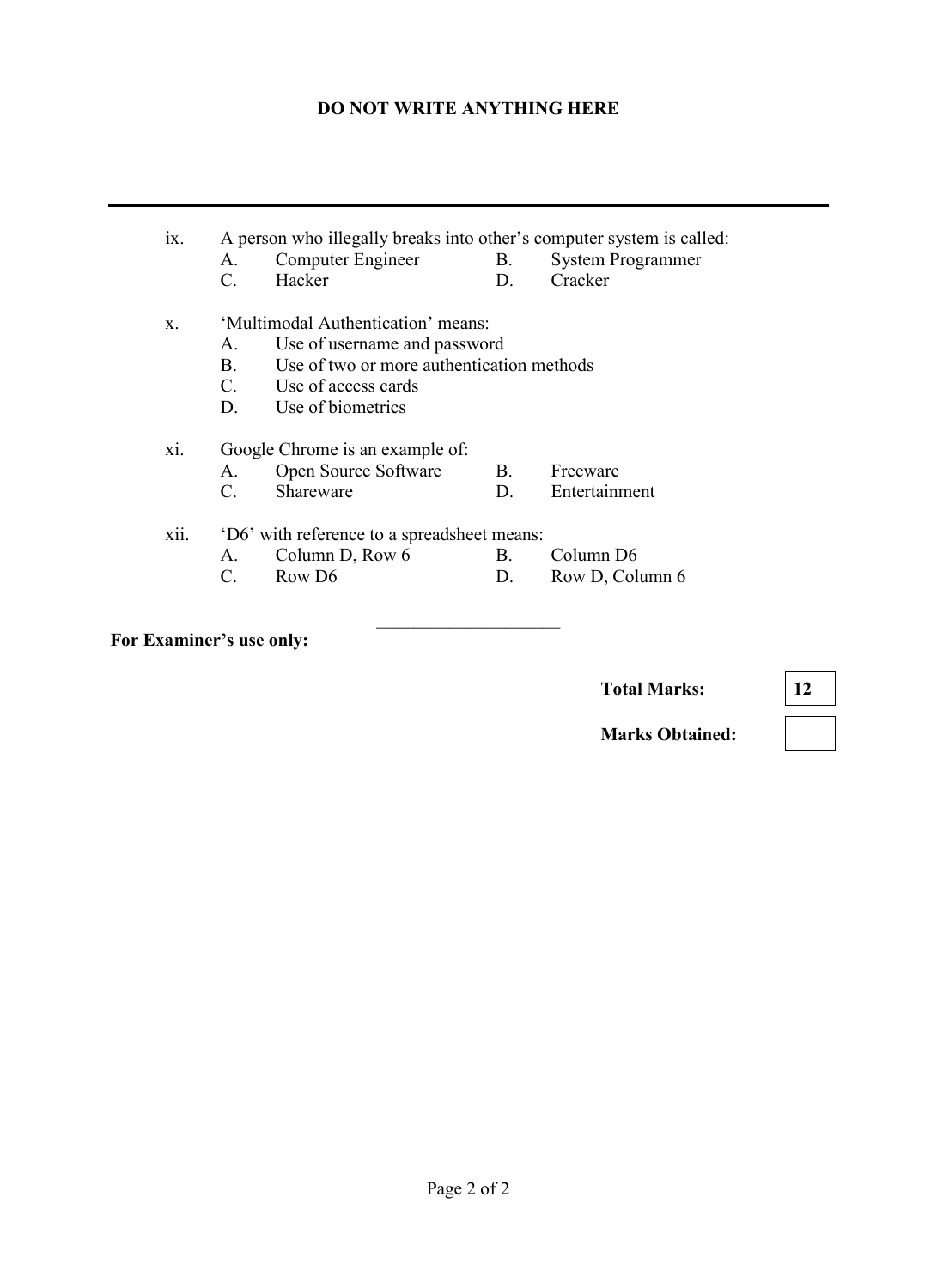**DO NOT WRITE ANYTHING HERE**

---

ix. A person who illegally breaks into other's computer system is called:

| | | | |
|---|---|---|---|
| A. | Computer Engineer | B. | System Programmer |
| C. | Hacker | D. | Cracker |

x. 'Multimodal Authentication' means:

A. Use of username and password
B. Use of two or more authentication methods
C. Use of access cards
D. Use of biometrics

xi. Google Chrome is an example of:

| | | | |
|---|---|---|---|
| A. | Open Source Software | B. | Freeware |
| C. | Shareware | D. | Entertainment |

xii. 'D6' with reference to a spreadsheet means:

| | | | |
|---|---|---|---|
| A. | Column D, Row 6 | B. | Column D6 |
| C. | Row D6 | D. | Row D, Column 6 |

____________________

**For Examiner's use only:**

| | |
|---|---|
| **Total Marks:** | **12** |
| **Marks Obtained:** | |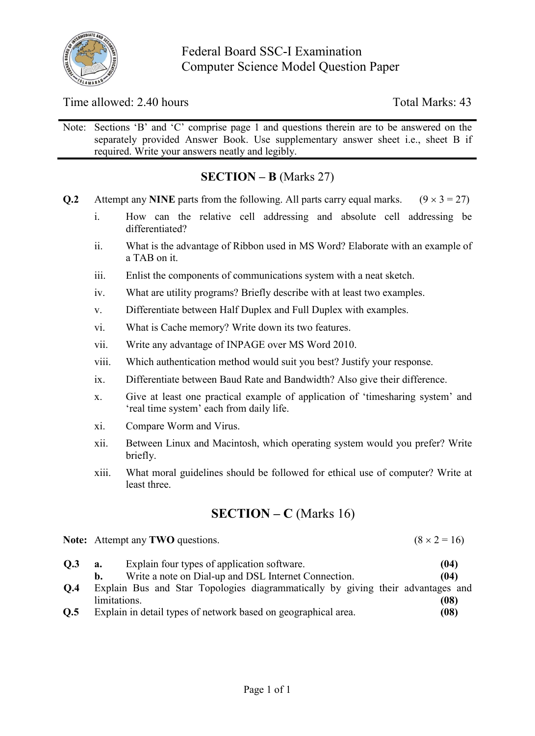# Federal Board SSC-I Examination
# Computer Science Model Question Paper

Time allowed: 2.40 hours | Total Marks: 43

Note: Sections 'B' and 'C' comprise page 1 and questions therein are to be answered on the separately provided Answer Book. Use supplementary answer sheet i.e., sheet B if required. Write your answers neatly and legibly.

## SECTION – B (Marks 27)

**Q.2** Attempt any **NINE** parts from the following. All parts carry equal marks. ($9 \times 3 = 27$)

i. How can the relative cell addressing and absolute cell addressing be differentiated?

ii. What is the advantage of Ribbon used in MS Word? Elaborate with an example of a TAB on it.

iii. Enlist the components of communications system with a neat sketch.

iv. What are utility programs? Briefly describe with at least two examples.

v. Differentiate between Half Duplex and Full Duplex with examples.

vi. What is Cache memory? Write down its two features.

vii. Write any advantage of INPAGE over MS Word 2010.

viii. Which authentication method would suit you best? Justify your response.

ix. Differentiate between Baud Rate and Bandwidth? Also give their difference.

x. Give at least one practical example of application of 'timesharing system' and 'real time system' each from daily life.

xi. Compare Worm and Virus.

xii. Between Linux and Macintosh, which operating system would you prefer? Write briefly.

xiii. What moral guidelines should be followed for ethical use of computer? Write at least three.

## SECTION – C (Marks 16)

**Note:** Attempt any **TWO** questions. ($8 \times 2 = 16$)

**Q.3** **a.** Explain four types of application software. **(04)**

**b.** Write a note on Dial-up and DSL Internet Connection. **(04)**

**Q.4** Explain Bus and Star Topologies diagrammatically by giving their advantages and limitations. **(08)**

**Q.5** Explain in detail types of network based on geographical area. **(08)**